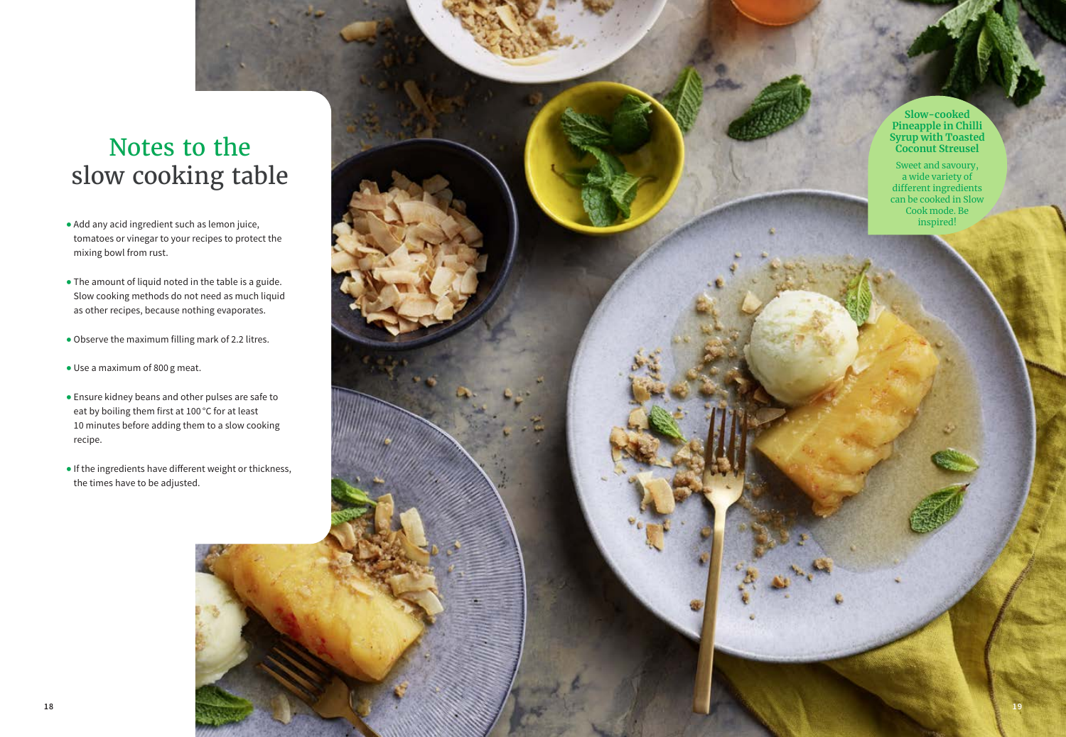# Notes to the slow cooking table

- Add any acid ingredient such as lemon juice, tomatoes or vinegar to your recipes to protect the mixing bowl from rust.
- The amount of liquid noted in the table is a guide. Slow cooking methods do not need as much liquid as other recipes, because nothing evaporates.
- Observe the maximum filling mark of 2.2 litres.
- Use a maximum of 800 g meat.
- Ensure kidney beans and other pulses are safe to eat by boiling them first at 100 °C for at least 10 minutes before adding them to a slow cooking recipe.
- If the ingredients have different weight or thickness, the times have to be adjusted.

**Slow-cooked Pineapple in Chilli Syrup with Toasted Coconut Streusel**

Sweet and savoury, a wide variety of different ingredients can be cooked in Slow Cook mode. Be inspired!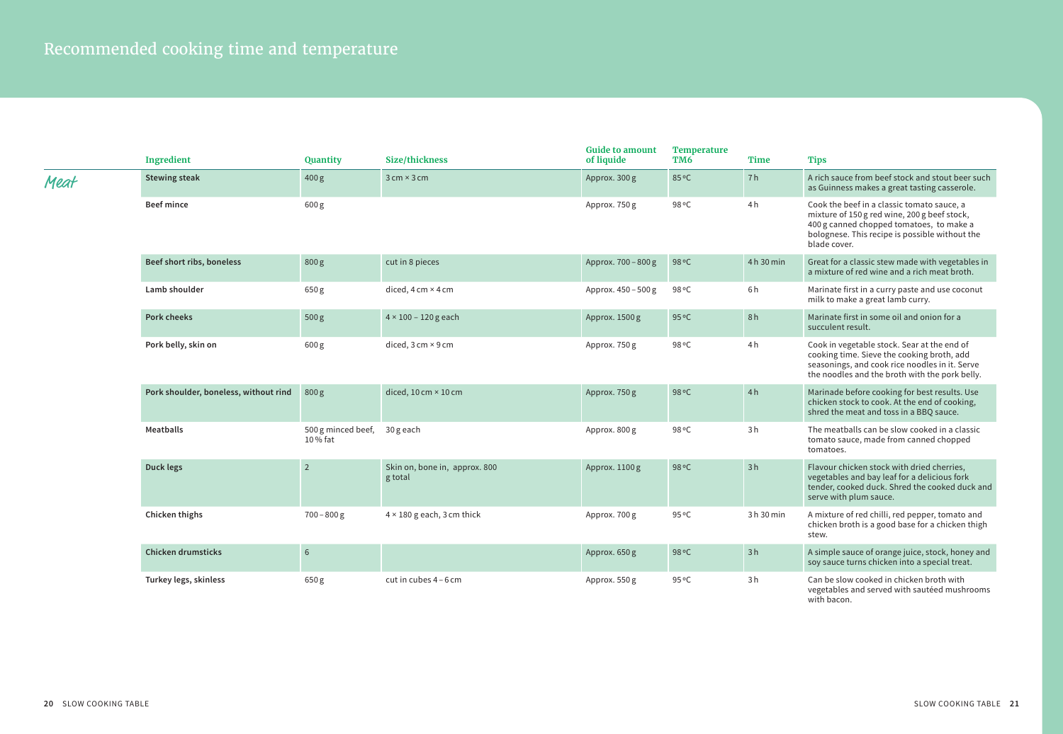# Recommended cooking time and temperature

## Meat

| Ingredient | Quantity | Size/thickness | Guide to amount of liquide | Temperature TM6 | Time | Tips |
|---|---|---|---|---|---|---|
| **Stewing steak** | 400 g | 3 cm × 3 cm | Approx. 300 g | 85 °C | 7 h | A rich sauce from beef stock and stout beer such as Guinness makes a great tasting casserole. |
| **Beef mince** | 600 g | | Approx. 750 g | 98 °C | 4 h | Cook the beef in a classic tomato sauce, a mixture of 150 g red wine, 200 g beef stock, 400 g canned chopped tomatoes, to make a bolognese. This recipe is possible without the blade cover. |
| **Beef short ribs, boneless** | 800 g | cut in 8 pieces | Approx. 700 – 800 g | 98 °C | 4 h 30 min | Great for a classic stew made with vegetables in a mixture of red wine and a rich meat broth. |
| **Lamb shoulder** | 650 g | diced, 4 cm × 4 cm | Approx. 450 – 500 g | 98 °C | 6 h | Marinate first in a curry paste and use coconut milk to make a great lamb curry. |
| **Pork cheeks** | 500 g | 4 × 100 – 120 g each | Approx. 1500 g | 95 °C | 8 h | Marinate first in some oil and onion for a succulent result. |
| **Pork belly, skin on** | 600 g | diced, 3 cm × 9 cm | Approx. 750 g | 98 °C | 4 h | Cook in vegetable stock. Sear at the end of cooking time. Sieve the cooking broth, add seasonings, and cook rice noodles in it. Serve the noodles and the broth with the pork belly. |
| **Pork shoulder, boneless, without rind** | 800 g | diced, 10 cm × 10 cm | Approx. 750 g | 98 °C | 4 h | Marinade before cooking for best results. Use chicken stock to cook. At the end of cooking, shred the meat and toss in a BBQ sauce. |
| **Meatballs** | 500 g minced beef, 10 % fat | 30 g each | Approx. 800 g | 98 °C | 3 h | The meatballs can be slow cooked in a classic tomato sauce, made from canned chopped tomatoes. |
| **Duck legs** | 2 | Skin on, bone in, approx. 800 g total | Approx. 1100 g | 98 °C | 3 h | Flavour chicken stock with dried cherries, vegetables and bay leaf for a delicious fork tender, cooked duck. Shred the cooked duck and serve with plum sauce. |
| **Chicken thighs** | 700 – 800 g | 4 × 180 g each, 3 cm thick | Approx. 700 g | 95 °C | 3 h 30 min | A mixture of red chilli, red pepper, tomato and chicken broth is a good base for a chicken thigh stew. |
| **Chicken drumsticks** | 6 | | Approx. 650 g | 98 °C | 3 h | A simple sauce of orange juice, stock, honey and soy sauce turns chicken into a special treat. |
| **Turkey legs, skinless** | 650 g | cut in cubes 4 – 6 cm | Approx. 550 g | 95 °C | 3 h | Can be slow cooked in chicken broth with vegetables and served with sautéed mushrooms with bacon. |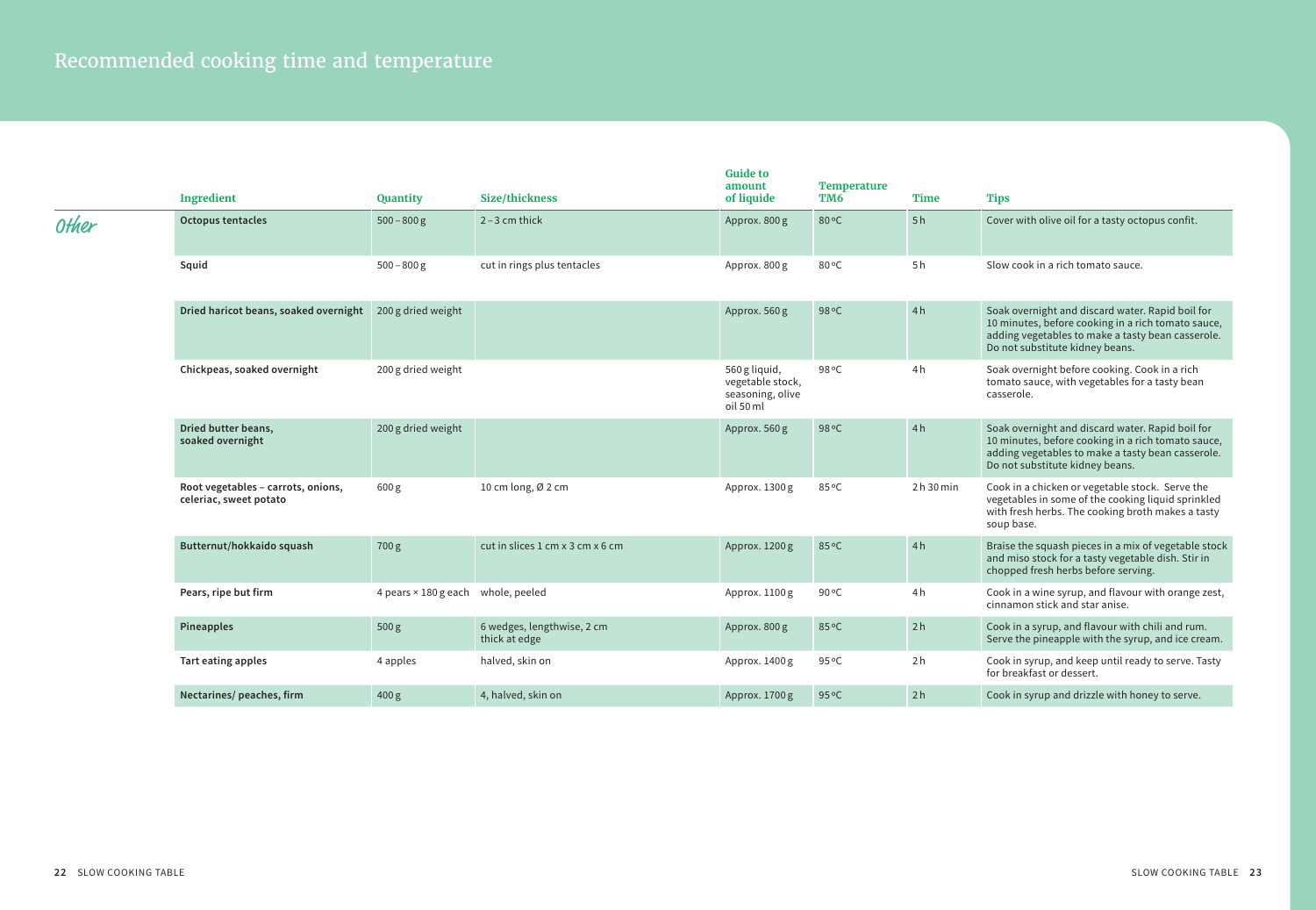# Recommended cooking time and temperature

## Other

| Ingredient | Quantity | Size/thickness | Guide to amount of liquide | Temperature TM6 | Time | Tips |
|---|---|---|---|---|---|---|
| **Octopus tentacles** | 500 – 800 g | 2 – 3 cm thick | Approx. 800 g | 80 °C | 5 h | Cover with olive oil for a tasty octopus confit. |
| **Squid** | 500 – 800 g | cut in rings plus tentacles | Approx. 800 g | 80 °C | 5 h | Slow cook in a rich tomato sauce. |
| **Dried haricot beans, soaked overnight** | 200 g dried weight | | Approx. 560 g | 98 °C | 4 h | Soak overnight and discard water. Rapid boil for 10 minutes, before cooking in a rich tomato sauce, adding vegetables to make a tasty bean casserole. Do not substitute kidney beans. |
| **Chickpeas, soaked overnight** | 200 g dried weight | | 560 g liquid, vegetable stock, seasoning, olive oil 50 ml | 98 °C | 4 h | Soak overnight before cooking. Cook in a rich tomato sauce, with vegetables for a tasty bean casserole. |
| **Dried butter beans, soaked overnight** | 200 g dried weight | | Approx. 560 g | 98 °C | 4 h | Soak overnight and discard water. Rapid boil for 10 minutes, before cooking in a rich tomato sauce, adding vegetables to make a tasty bean casserole. Do not substitute kidney beans. |
| **Root vegetables – carrots, onions, celeriac, sweet potato** | 600 g | 10 cm long, Ø 2 cm | Approx. 1300 g | 85 °C | 2 h 30 min | Cook in a chicken or vegetable stock. Serve the vegetables in some of the cooking liquid sprinkled with fresh herbs. The cooking broth makes a tasty soup base. |
| **Butternut/hokkaido squash** | 700 g | cut in slices 1 cm x 3 cm x 6 cm | Approx. 1200 g | 85 °C | 4 h | Braise the squash pieces in a mix of vegetable stock and miso stock for a tasty vegetable dish. Stir in chopped fresh herbs before serving. |
| **Pears, ripe but firm** | 4 pears × 180 g each | whole, peeled | Approx. 1100 g | 90 °C | 4 h | Cook in a wine syrup, and flavour with orange zest, cinnamon stick and star anise. |
| **Pineapples** | 500 g | 6 wedges, lengthwise, 2 cm thick at edge | Approx. 800 g | 85 °C | 2 h | Cook in a syrup, and flavour with chili and rum. Serve the pineapple with the syrup, and ice cream. |
| **Tart eating apples** | 4 apples | halved, skin on | Approx. 1400 g | 95 °C | 2 h | Cook in syrup, and keep until ready to serve. Tasty for breakfast or dessert. |
| **Nectarines/ peaches, firm** | 400 g | 4, halved, skin on | Approx. 1700 g | 95 °C | 2 h | Cook in syrup and drizzle with honey to serve. |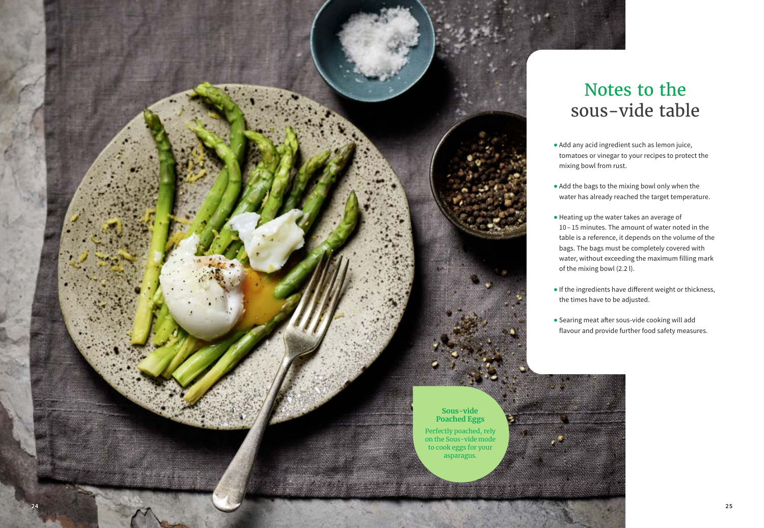**Sous-vide Poached Eggs**

Perfectly poached, rely on the Sous-vide mode to cook eggs for your asparagus.

# Notes to the sous-vide table

- Add any acid ingredient such as lemon juice, tomatoes or vinegar to your recipes to protect the mixing bowl from rust.
- Add the bags to the mixing bowl only when the water has already reached the target temperature.
- Heating up the water takes an average of 10 – 15 minutes. The amount of water noted in the table is a reference, it depends on the volume of the bags. The bags must be completely covered with water, without exceeding the maximum filling mark of the mixing bowl (2.2 l).
- If the ingredients have different weight or thickness, the times have to be adjusted.
- Searing meat after sous-vide cooking will add flavour and provide further food safety measures.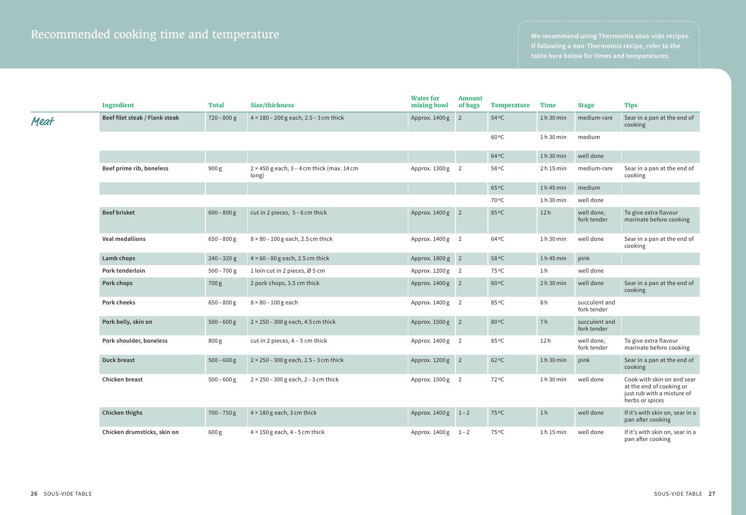# Recommended cooking time and temperature

We recommend using Thermomix sous-vide recipes. If following a non-Thermomix recipe, refer to the table here below for times and temperatures.

## Meat

| Ingredient | Total | Size/thickness | Water for mixing bowl | Amount of bags | Temperature | Time | Stage | Tips |
|---|---|---|---|---|---|---|---|---|
| **Beef filet steak / Flank steak** | 720 – 800 g | 4 × 180 – 200 g each, 2.5 – 3 cm thick | Approx. 1400 g | 2 | 54 °C | 1 h 30 min | medium-rare | Sear in a pan at the end of cooking |
| | | | | | 60 °C | 1 h 30 min | medium | |
| | | | | | 64 °C | 1 h 30 min | well done | |
| **Beef prime rib, boneless** | 900 g | 2 × 450 g each, 3 – 4 cm thick (max. 14 cm long) | Approx. 1300 g | 2 | 58 °C | 2 h 15 min | medium-rare | Sear in a pan at the end of cooking |
| | | | | | 65 °C | 1 h 45 min | medium | |
| | | | | | 70 °C | 1 h 30 min | well done | |
| **Beef brisket** | 600 – 800 g | cut in 2 pieces, 5 – 6 cm thick | Approx. 1400 g | 2 | 85 °C | 12 h | well done, fork tender | To give extra flavour marinate before cooking |
| **Veal medallions** | 650 – 800 g | 8 × 80 – 100 g each, 2.5 cm thick | Approx. 1400 g | 2 | 64 °C | 1 h 30 min | well done | Sear in a pan at the end of cooking |
| **Lamb chops** | 240 – 320 g | 4 × 60 – 80 g each, 2.5 cm thick | Approx. 1800 g | 2 | 58 °C | 1 h 45 min | pink | |
| **Pork tenderloin** | 500 – 700 g | 1 loin cut in 2 pieces, Ø 5 cm | Approx. 1200 g | 2 | 75 °C | 1 h | well done | |
| **Pork chops** | 700 g | 2 pork chops, 3.5 cm thick | Approx. 1400 g | 2 | 60 °C | 2 h 30 min | well done | Sear in a pan at the end of cooking |
| **Pork cheeks** | 650 – 800 g | 8 × 80 – 100 g each | Approx. 1400 g | 2 | 85 °C | 8 h | succulent and fork tender | |
| **Pork belly, skin on** | 500 – 600 g | 2 × 250 – 300 g each, 4.5 cm thick | Approx. 1500 g | 2 | 80 °C | 7 h | succulent and fork tender | |
| **Pork shoulder, boneless** | 800 g | cut in 2 pieces, 4 – 5 cm thick | Approx. 1400 g | 2 | 85 °C | 12 h | well done, fork tender | To give extra flavour marinate before cooking |
| **Duck breast** | 500 – 600 g | 2 × 250 – 300 g each, 2.5 – 3 cm thick | Approx. 1200 g | 2 | 62 °C | 1 h 30 min | pink | Sear in a pan at the end of cooking |
| **Chicken breast** | 500 – 600 g | 2 × 250 – 300 g each, 2 – 3 cm thick | Approx. 1500 g | 2 | 72 °C | 1 h 30 min | well done | Cook with skin on and sear at the end of cooking or just rub with a mixture of herbs or spices |
| **Chicken thighs** | 700 – 750 g | 4 × 180 g each, 3 cm thick | Approx. 1400 g | 1 – 2 | 75 °C | 1 h | well done | If it's with skin on, sear in a pan after cooking |
| **Chicken drumsticks, skin on** | 600 g | 4 × 150 g each, 4 – 5 cm thick | Approx. 1400 g | 1 – 2 | 75 °C | 1 h 15 min | well done | If it's with skin on, sear in a pan after cooking |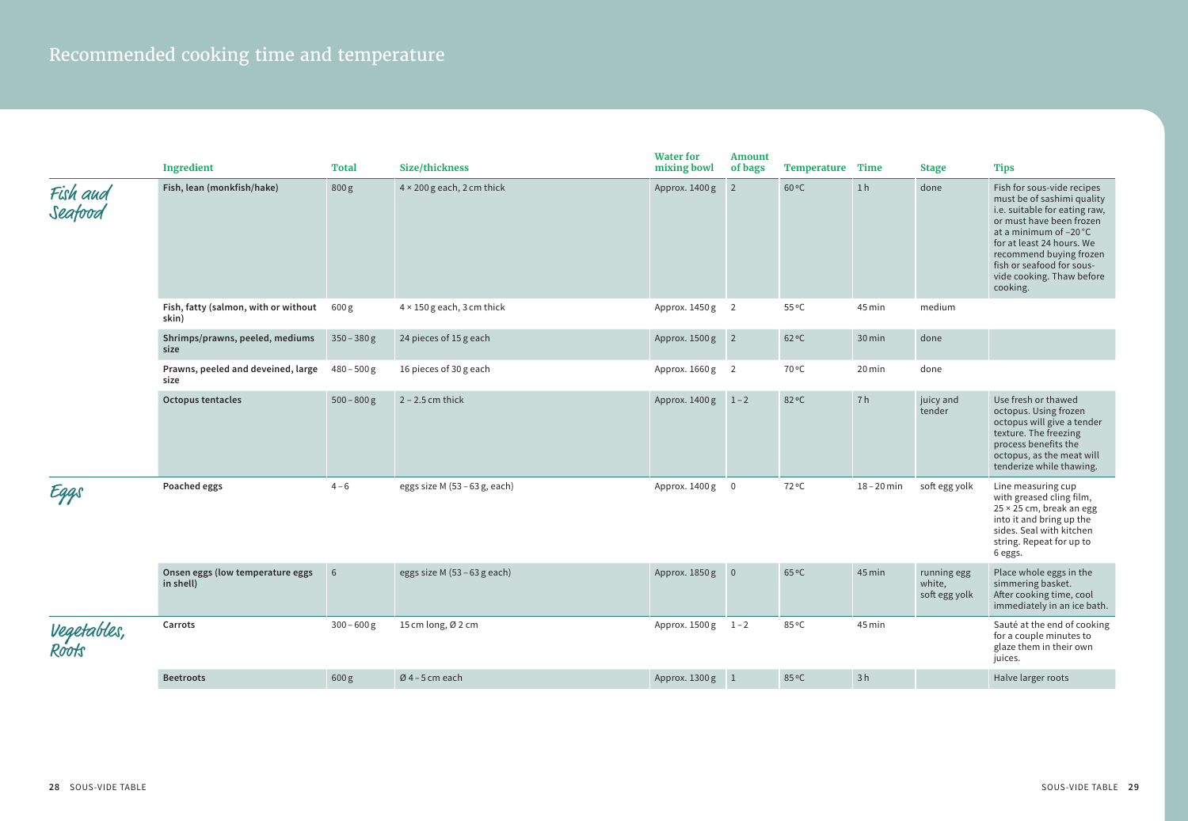# Recommended cooking time and temperature

| | Ingredient | Total | Size/thickness | Water for mixing bowl | Amount of bags | Temperature | Time | Stage | Tips |
|---|---|---|---|---|---|---|---|---|---|
| Fish and Seafood | **Fish, lean (monkfish/hake)** | 800 g | 4 × 200 g each, 2 cm thick | Approx. 1400 g | 2 | 60 °C | 1 h | done | Fish for sous-vide recipes must be of sashimi quality i.e. suitable for eating raw, or must have been frozen at a minimum of −20 °C for at least 24 hours. We recommend buying frozen fish or seafood for sous-vide cooking. Thaw before cooking. |
| | **Fish, fatty (salmon, with or without skin)** | 600 g | 4 × 150 g each, 3 cm thick | Approx. 1450 g | 2 | 55 °C | 45 min | medium | |
| | **Shrimps/prawns, peeled, mediums size** | 350 – 380 g | 24 pieces of 15 g each | Approx. 1500 g | 2 | 62 °C | 30 min | done | |
| | **Prawns, peeled and deveined, large size** | 480 – 500 g | 16 pieces of 30 g each | Approx. 1660 g | 2 | 70 °C | 20 min | done | |
| | **Octopus tentacles** | 500 – 800 g | 2 – 2.5 cm thick | Approx. 1400 g | 1 – 2 | 82 °C | 7 h | juicy and tender | Use fresh or thawed octopus. Using frozen octopus will give a tender texture. The freezing process benefits the octopus, as the meat will tenderize while thawing. |
| Eggs | **Poached eggs** | 4 – 6 | eggs size M (53 – 63 g, each) | Approx. 1400 g | 0 | 72 °C | 18 – 20 min | soft egg yolk | Line measuring cup with greased cling film, 25 × 25 cm, break an egg into it and bring up the sides. Seal with kitchen string. Repeat for up to 6 eggs. |
| | **Onsen eggs (low temperature eggs in shell)** | 6 | eggs size M (53 – 63 g each) | Approx. 1850 g | 0 | 65 °C | 45 min | running egg white, soft egg yolk | Place whole eggs in the simmering basket. After cooking time, cool immediately in an ice bath. |
| Vegetables, Roots | **Carrots** | 300 – 600 g | 15 cm long, Ø 2 cm | Approx. 1500 g | 1 – 2 | 85 °C | 45 min | | Sauté at the end of cooking for a couple minutes to glaze them in their own juices. |
| | **Beetroots** | 600 g | Ø 4 – 5 cm each | Approx. 1300 g | 1 | 85 °C | 3 h | | Halve larger roots |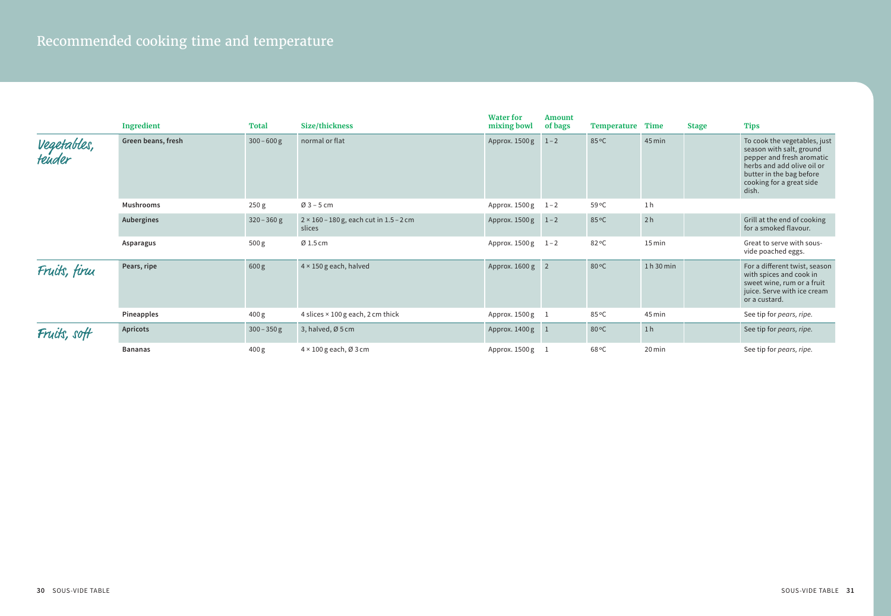# Recommended cooking time and temperature

| | Ingredient | Total | Size/thickness | Water for mixing bowl | Amount of bags | Temperature | Time | Stage | Tips |
|---|---|---|---|---|---|---|---|---|---|
| Vegetables, tender | **Green beans, fresh** | 300 – 600 g | normal or flat | Approx. 1500 g | 1 – 2 | 85 °C | 45 min | | To cook the vegetables, just season with salt, ground pepper and fresh aromatic herbs and add olive oil or butter in the bag before cooking for a great side dish. |
| | **Mushrooms** | 250 g | Ø 3 – 5 cm | Approx. 1500 g | 1 – 2 | 59 °C | 1 h | | |
| | **Aubergines** | 320 – 360 g | 2 × 160 – 180 g, each cut in 1.5 – 2 cm slices | Approx. 1500 g | 1 – 2 | 85 °C | 2 h | | Grill at the end of cooking for a smoked flavour. |
| | **Asparagus** | 500 g | Ø 1.5 cm | Approx. 1500 g | 1 – 2 | 82 °C | 15 min | | Great to serve with sous-vide poached eggs. |
| Fruits, firm | **Pears, ripe** | 600 g | 4 × 150 g each, halved | Approx. 1600 g | 2 | 80 °C | 1 h 30 min | | For a different twist, season with spices and cook in sweet wine, rum or a fruit juice. Serve with ice cream or a custard. |
| | **Pineapples** | 400 g | 4 slices × 100 g each, 2 cm thick | Approx. 1500 g | 1 | 85 °C | 45 min | | See tip for *pears, ripe*. |
| Fruits, soft | **Apricots** | 300 – 350 g | 3, halved, Ø 5 cm | Approx. 1400 g | 1 | 80 °C | 1 h | | See tip for *pears, ripe*. |
| | **Bananas** | 400 g | 4 × 100 g each, Ø 3 cm | Approx. 1500 g | 1 | 68 °C | 20 min | | See tip for *pears, ripe*. |